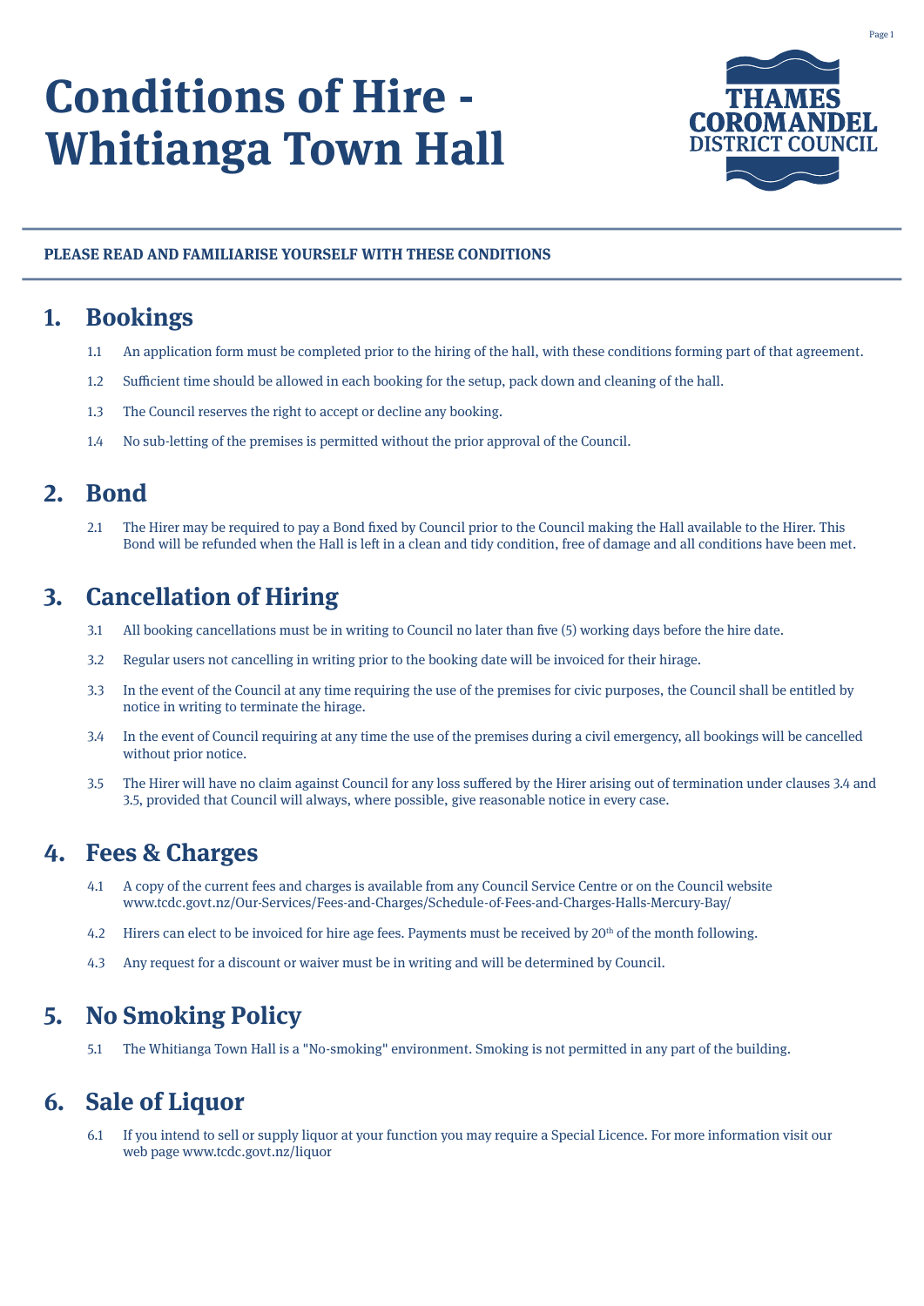# Conditions of Hire - Whitianga Town Hall

THAMES COROMANDEL DISTRICT COUNCIL

**PLEASE READ AND FAMILIARISE YOURSELF WITH THESE CONDITIONS**

## 1. Bookings

1.1 An application form must be completed prior to the hiring of the hall, with these conditions forming part of that agreement.

1.2 Sufficient time should be allowed in each booking for the setup, pack down and cleaning of the hall.

1.3 The Council reserves the right to accept or decline any booking.

1.4 No sub-letting of the premises is permitted without the prior approval of the Council.

## 2. Bond

2.1 The Hirer may be required to pay a Bond fixed by Council prior to the Council making the Hall available to the Hirer. This Bond will be refunded when the Hall is left in a clean and tidy condition, free of damage and all conditions have been met.

## 3. Cancellation of Hiring

3.1 All booking cancellations must be in writing to Council no later than five (5) working days before the hire date.

3.2 Regular users not cancelling in writing prior to the booking date will be invoiced for their hirage.

3.3 In the event of the Council at any time requiring the use of the premises for civic purposes, the Council shall be entitled by notice in writing to terminate the hirage.

3.4 In the event of Council requiring at any time the use of the premises during a civil emergency, all bookings will be cancelled without prior notice.

3.5 The Hirer will have no claim against Council for any loss suffered by the Hirer arising out of termination under clauses 3.4 and 3.5, provided that Council will always, where possible, give reasonable notice in every case.

## 4. Fees & Charges

4.1 A copy of the current fees and charges is available from any Council Service Centre or on the Council website www.tcdc.govt.nz/Our-Services/Fees-and-Charges/Schedule-of-Fees-and-Charges-Halls-Mercury-Bay/

4.2 Hirers can elect to be invoiced for hire age fees. Payments must be received by 20th of the month following.

4.3 Any request for a discount or waiver must be in writing and will be determined by Council.

## 5. No Smoking Policy

5.1 The Whitianga Town Hall is a "No-smoking" environment. Smoking is not permitted in any part of the building.

## 6. Sale of Liquor

6.1 If you intend to sell or supply liquor at your function you may require a Special Licence. For more information visit our web page www.tcdc.govt.nz/liquor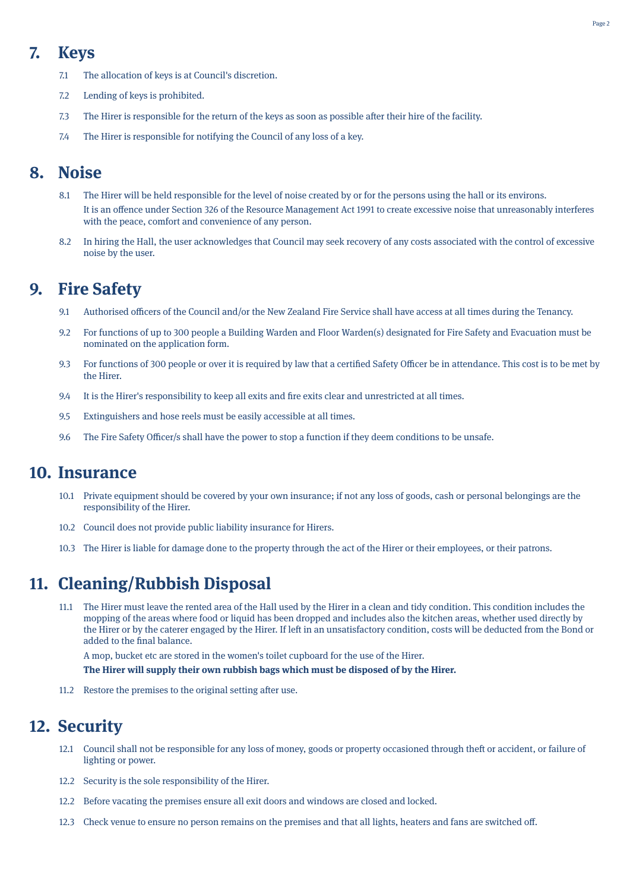## 7. Keys

7.1 The allocation of keys is at Council's discretion.

7.2 Lending of keys is prohibited.

7.3 The Hirer is responsible for the return of the keys as soon as possible after their hire of the facility.

7.4 The Hirer is responsible for notifying the Council of any loss of a key.

## 8. Noise

8.1 The Hirer will be held responsible for the level of noise created by or for the persons using the hall or its environs.
It is an offence under Section 326 of the Resource Management Act 1991 to create excessive noise that unreasonably interferes with the peace, comfort and convenience of any person.

8.2 In hiring the Hall, the user acknowledges that Council may seek recovery of any costs associated with the control of excessive noise by the user.

## 9. Fire Safety

9.1 Authorised officers of the Council and/or the New Zealand Fire Service shall have access at all times during the Tenancy.

9.2 For functions of up to 300 people a Building Warden and Floor Warden(s) designated for Fire Safety and Evacuation must be nominated on the application form.

9.3 For functions of 300 people or over it is required by law that a certified Safety Officer be in attendance. This cost is to be met by the Hirer.

9.4 It is the Hirer's responsibility to keep all exits and fire exits clear and unrestricted at all times.

9.5 Extinguishers and hose reels must be easily accessible at all times.

9.6 The Fire Safety Officer/s shall have the power to stop a function if they deem conditions to be unsafe.

## 10. Insurance

10.1 Private equipment should be covered by your own insurance; if not any loss of goods, cash or personal belongings are the responsibility of the Hirer.

10.2 Council does not provide public liability insurance for Hirers.

10.3 The Hirer is liable for damage done to the property through the act of the Hirer or their employees, or their patrons.

## 11. Cleaning/Rubbish Disposal

11.1 The Hirer must leave the rented area of the Hall used by the Hirer in a clean and tidy condition. This condition includes the mopping of the areas where food or liquid has been dropped and includes also the kitchen areas, whether used directly by the Hirer or by the caterer engaged by the Hirer. If left in an unsatisfactory condition, costs will be deducted from the Bond or added to the final balance.
A mop, bucket etc are stored in the women's toilet cupboard for the use of the Hirer.
**The Hirer will supply their own rubbish bags which must be disposed of by the Hirer.**

11.2 Restore the premises to the original setting after use.

## 12. Security

12.1 Council shall not be responsible for any loss of money, goods or property occasioned through theft or accident, or failure of lighting or power.

12.2 Security is the sole responsibility of the Hirer.

12.2 Before vacating the premises ensure all exit doors and windows are closed and locked.

12.3 Check venue to ensure no person remains on the premises and that all lights, heaters and fans are switched off.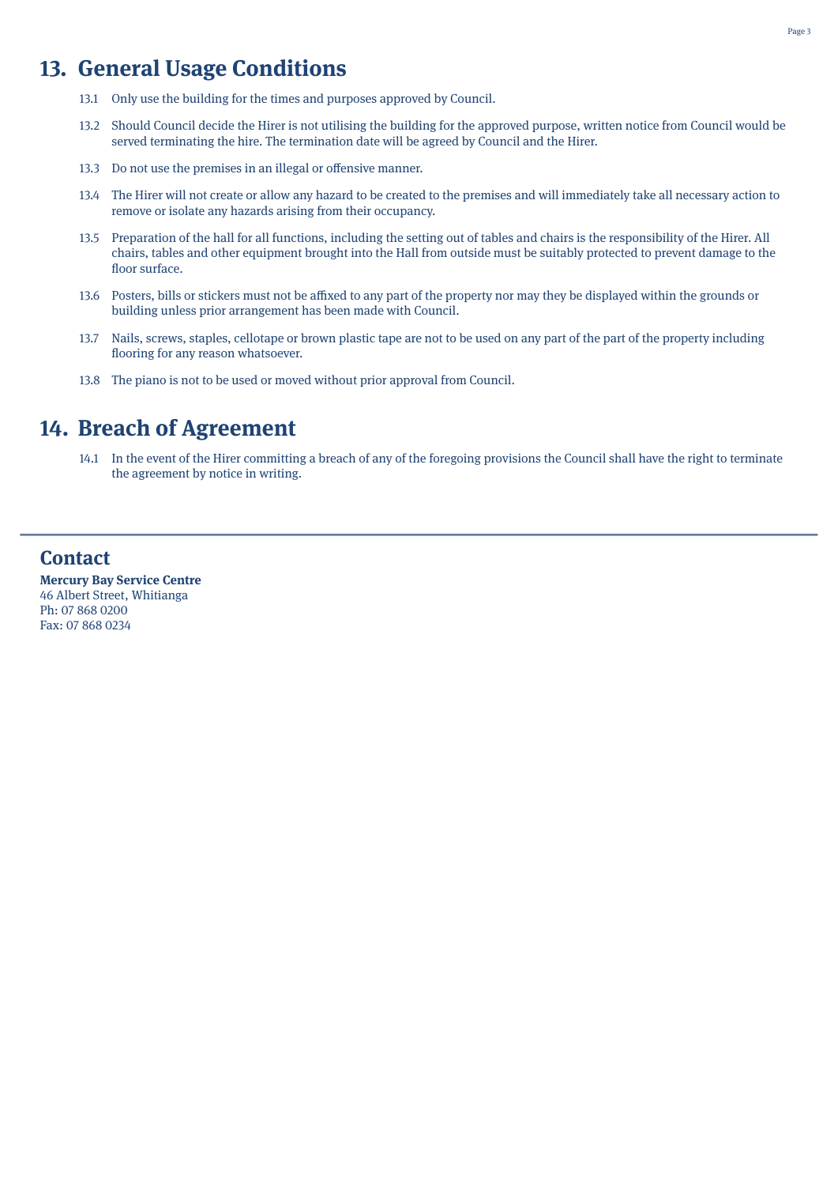## 13. General Usage Conditions

13.1 Only use the building for the times and purposes approved by Council.

13.2 Should Council decide the Hirer is not utilising the building for the approved purpose, written notice from Council would be served terminating the hire. The termination date will be agreed by Council and the Hirer.

13.3 Do not use the premises in an illegal or offensive manner.

13.4 The Hirer will not create or allow any hazard to be created to the premises and will immediately take all necessary action to remove or isolate any hazards arising from their occupancy.

13.5 Preparation of the hall for all functions, including the setting out of tables and chairs is the responsibility of the Hirer. All chairs, tables and other equipment brought into the Hall from outside must be suitably protected to prevent damage to the floor surface.

13.6 Posters, bills or stickers must not be affixed to any part of the property nor may they be displayed within the grounds or building unless prior arrangement has been made with Council.

13.7 Nails, screws, staples, cellotape or brown plastic tape are not to be used on any part of the part of the property including flooring for any reason whatsoever.

13.8 The piano is not to be used or moved without prior approval from Council.

## 14. Breach of Agreement

14.1 In the event of the Hirer committing a breach of any of the foregoing provisions the Council shall have the right to terminate the agreement by notice in writing.

---

## Contact

**Mercury Bay Service Centre**
46 Albert Street, Whitianga
Ph: 07 868 0200
Fax: 07 868 0234